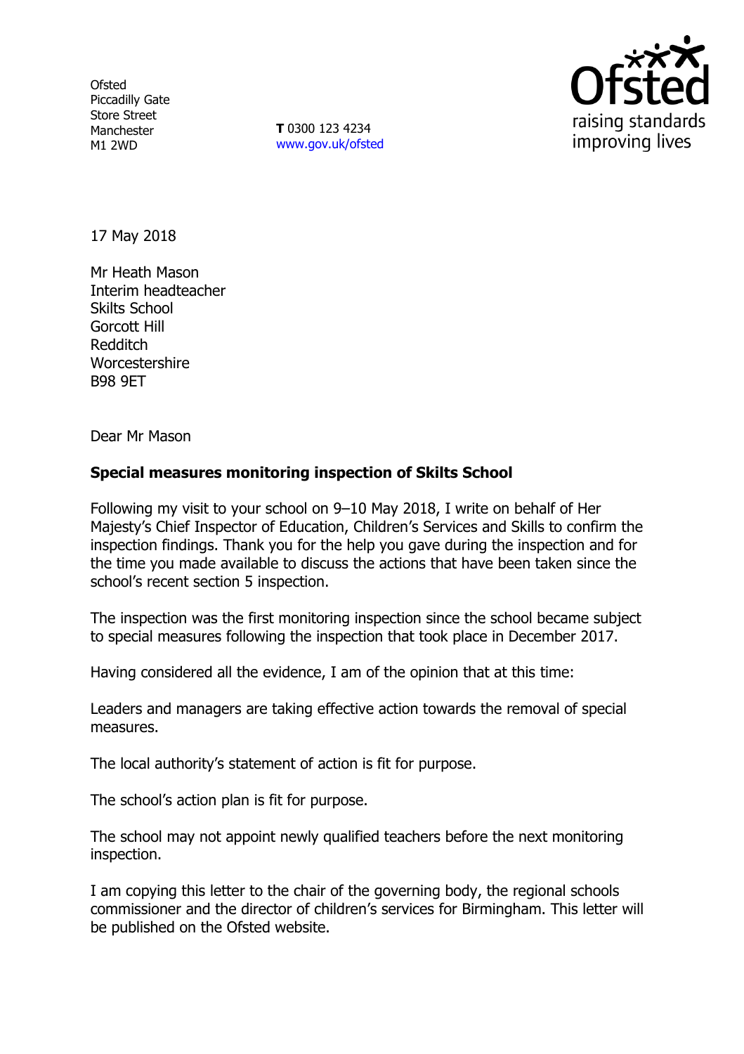Ofsted
Piccadilly Gate
Store Street
Manchester
M1 2WD

**T** 0300 123 4234
www.gov.uk/ofsted

17 May 2018

Mr Heath Mason
Interim headteacher
Skilts School
Gorcott Hill
Redditch
Worcestershire
B98 9ET

Dear Mr Mason

**Special measures monitoring inspection of Skilts School**

Following my visit to your school on 9–10 May 2018, I write on behalf of Her Majesty's Chief Inspector of Education, Children's Services and Skills to confirm the inspection findings. Thank you for the help you gave during the inspection and for the time you made available to discuss the actions that have been taken since the school's recent section 5 inspection.

The inspection was the first monitoring inspection since the school became subject to special measures following the inspection that took place in December 2017.

Having considered all the evidence, I am of the opinion that at this time:

Leaders and managers are taking effective action towards the removal of special measures.

The local authority's statement of action is fit for purpose.

The school's action plan is fit for purpose.

The school may not appoint newly qualified teachers before the next monitoring inspection.

I am copying this letter to the chair of the governing body, the regional schools commissioner and the director of children's services for Birmingham. This letter will be published on the Ofsted website.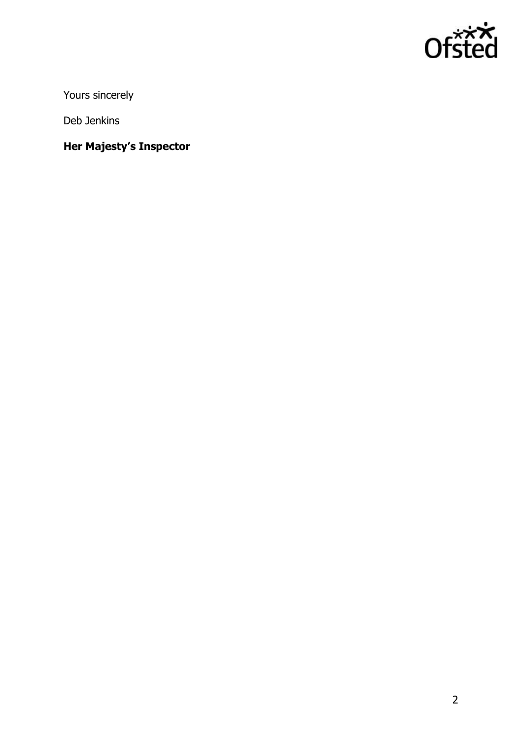Yours sincerely

Deb Jenkins

**Her Majesty's Inspector**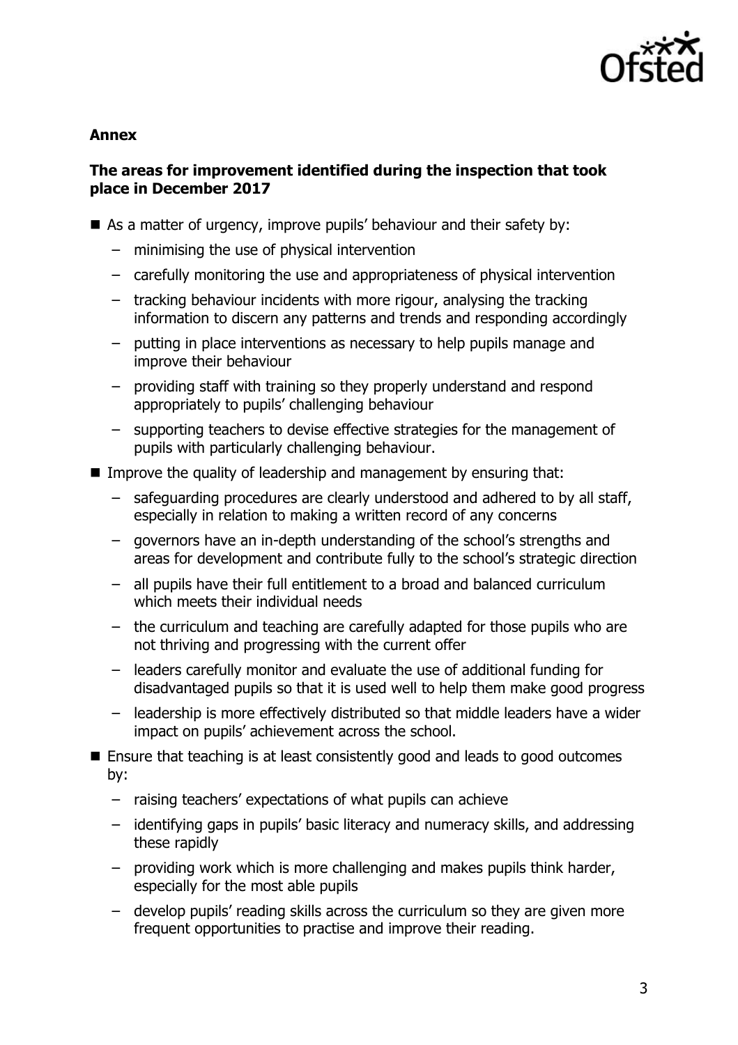**Annex**

**The areas for improvement identified during the inspection that took place in December 2017**

- As a matter of urgency, improve pupils' behaviour and their safety by:
  - minimising the use of physical intervention
  - carefully monitoring the use and appropriateness of physical intervention
  - tracking behaviour incidents with more rigour, analysing the tracking information to discern any patterns and trends and responding accordingly
  - putting in place interventions as necessary to help pupils manage and improve their behaviour
  - providing staff with training so they properly understand and respond appropriately to pupils' challenging behaviour
  - supporting teachers to devise effective strategies for the management of pupils with particularly challenging behaviour.
- Improve the quality of leadership and management by ensuring that:
  - safeguarding procedures are clearly understood and adhered to by all staff, especially in relation to making a written record of any concerns
  - governors have an in-depth understanding of the school's strengths and areas for development and contribute fully to the school's strategic direction
  - all pupils have their full entitlement to a broad and balanced curriculum which meets their individual needs
  - the curriculum and teaching are carefully adapted for those pupils who are not thriving and progressing with the current offer
  - leaders carefully monitor and evaluate the use of additional funding for disadvantaged pupils so that it is used well to help them make good progress
  - leadership is more effectively distributed so that middle leaders have a wider impact on pupils' achievement across the school.
- Ensure that teaching is at least consistently good and leads to good outcomes by:
  - raising teachers' expectations of what pupils can achieve
  - identifying gaps in pupils' basic literacy and numeracy skills, and addressing these rapidly
  - providing work which is more challenging and makes pupils think harder, especially for the most able pupils
  - develop pupils' reading skills across the curriculum so they are given more frequent opportunities to practise and improve their reading.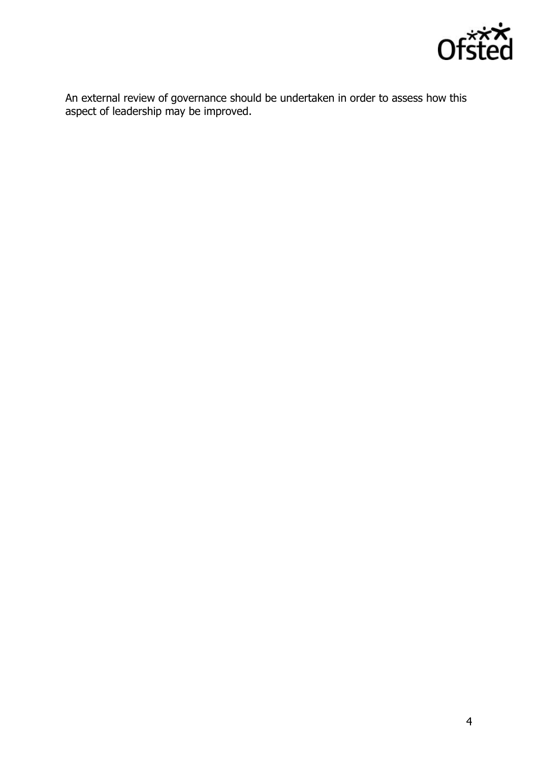An external review of governance should be undertaken in order to assess how this aspect of leadership may be improved.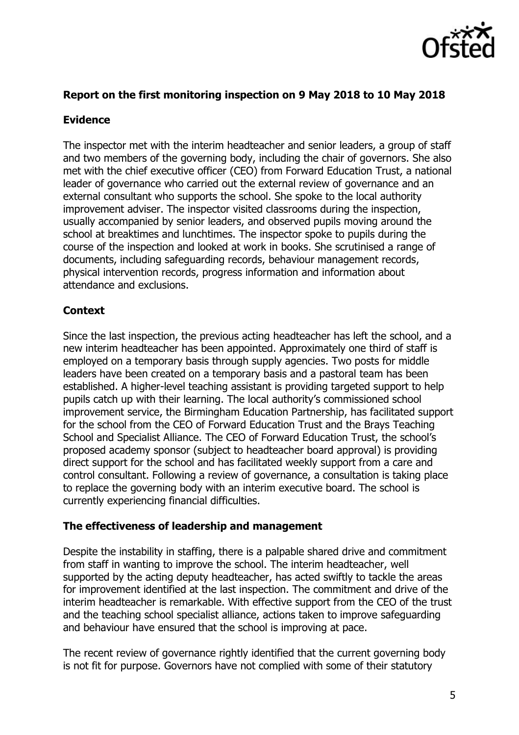**Report on the first monitoring inspection on 9 May 2018 to 10 May 2018**

**Evidence**

The inspector met with the interim headteacher and senior leaders, a group of staff and two members of the governing body, including the chair of governors. She also met with the chief executive officer (CEO) from Forward Education Trust, a national leader of governance who carried out the external review of governance and an external consultant who supports the school. She spoke to the local authority improvement adviser. The inspector visited classrooms during the inspection, usually accompanied by senior leaders, and observed pupils moving around the school at breaktimes and lunchtimes. The inspector spoke to pupils during the course of the inspection and looked at work in books. She scrutinised a range of documents, including safeguarding records, behaviour management records, physical intervention records, progress information and information about attendance and exclusions.

**Context**

Since the last inspection, the previous acting headteacher has left the school, and a new interim headteacher has been appointed. Approximately one third of staff is employed on a temporary basis through supply agencies. Two posts for middle leaders have been created on a temporary basis and a pastoral team has been established. A higher-level teaching assistant is providing targeted support to help pupils catch up with their learning. The local authority's commissioned school improvement service, the Birmingham Education Partnership, has facilitated support for the school from the CEO of Forward Education Trust and the Brays Teaching School and Specialist Alliance. The CEO of Forward Education Trust, the school's proposed academy sponsor (subject to headteacher board approval) is providing direct support for the school and has facilitated weekly support from a care and control consultant. Following a review of governance, a consultation is taking place to replace the governing body with an interim executive board. The school is currently experiencing financial difficulties.

**The effectiveness of leadership and management**

Despite the instability in staffing, there is a palpable shared drive and commitment from staff in wanting to improve the school. The interim headteacher, well supported by the acting deputy headteacher, has acted swiftly to tackle the areas for improvement identified at the last inspection. The commitment and drive of the interim headteacher is remarkable. With effective support from the CEO of the trust and the teaching school specialist alliance, actions taken to improve safeguarding and behaviour have ensured that the school is improving at pace.

The recent review of governance rightly identified that the current governing body is not fit for purpose. Governors have not complied with some of their statutory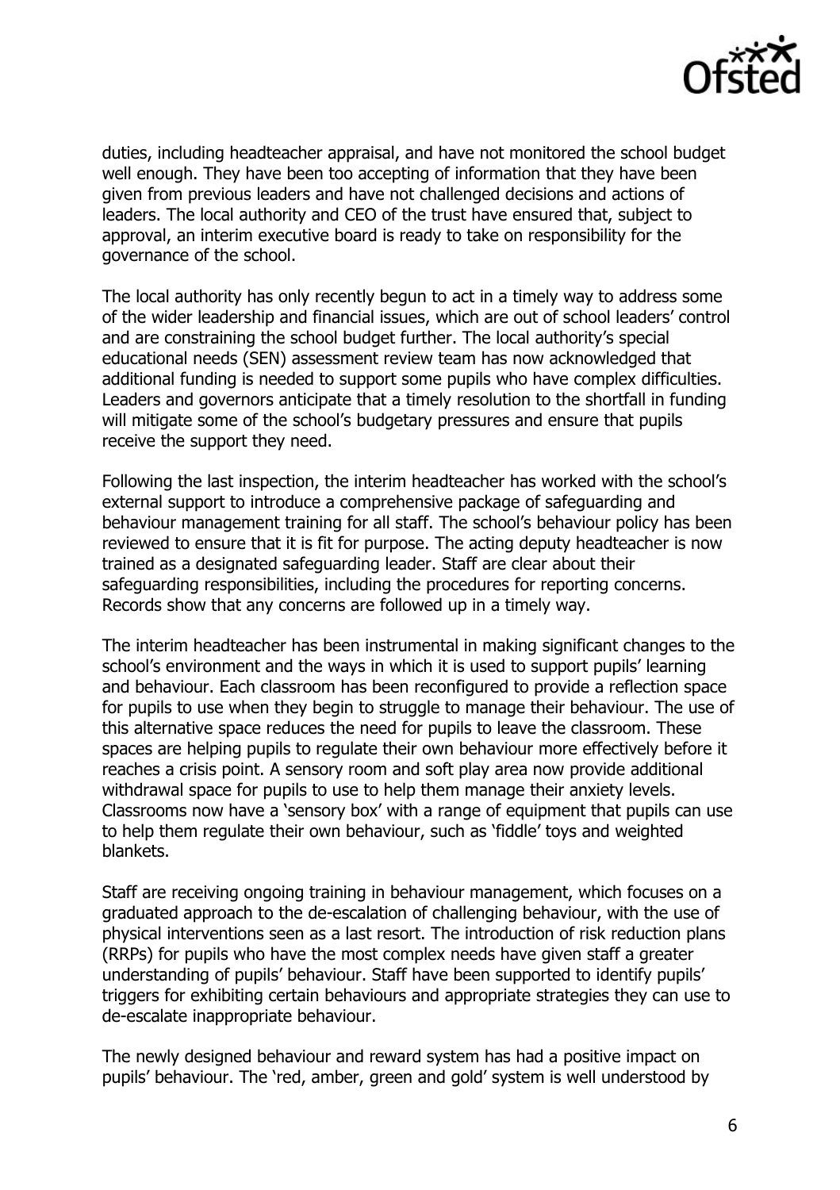duties, including headteacher appraisal, and have not monitored the school budget well enough. They have been too accepting of information that they have been given from previous leaders and have not challenged decisions and actions of leaders. The local authority and CEO of the trust have ensured that, subject to approval, an interim executive board is ready to take on responsibility for the governance of the school.

The local authority has only recently begun to act in a timely way to address some of the wider leadership and financial issues, which are out of school leaders' control and are constraining the school budget further. The local authority's special educational needs (SEN) assessment review team has now acknowledged that additional funding is needed to support some pupils who have complex difficulties. Leaders and governors anticipate that a timely resolution to the shortfall in funding will mitigate some of the school's budgetary pressures and ensure that pupils receive the support they need.

Following the last inspection, the interim headteacher has worked with the school's external support to introduce a comprehensive package of safeguarding and behaviour management training for all staff. The school's behaviour policy has been reviewed to ensure that it is fit for purpose. The acting deputy headteacher is now trained as a designated safeguarding leader. Staff are clear about their safeguarding responsibilities, including the procedures for reporting concerns. Records show that any concerns are followed up in a timely way.

The interim headteacher has been instrumental in making significant changes to the school's environment and the ways in which it is used to support pupils' learning and behaviour. Each classroom has been reconfigured to provide a reflection space for pupils to use when they begin to struggle to manage their behaviour. The use of this alternative space reduces the need for pupils to leave the classroom. These spaces are helping pupils to regulate their own behaviour more effectively before it reaches a crisis point. A sensory room and soft play area now provide additional withdrawal space for pupils to use to help them manage their anxiety levels. Classrooms now have a 'sensory box' with a range of equipment that pupils can use to help them regulate their own behaviour, such as 'fiddle' toys and weighted blankets.

Staff are receiving ongoing training in behaviour management, which focuses on a graduated approach to the de-escalation of challenging behaviour, with the use of physical interventions seen as a last resort. The introduction of risk reduction plans (RRPs) for pupils who have the most complex needs have given staff a greater understanding of pupils' behaviour. Staff have been supported to identify pupils' triggers for exhibiting certain behaviours and appropriate strategies they can use to de-escalate inappropriate behaviour.

The newly designed behaviour and reward system has had a positive impact on pupils' behaviour. The 'red, amber, green and gold' system is well understood by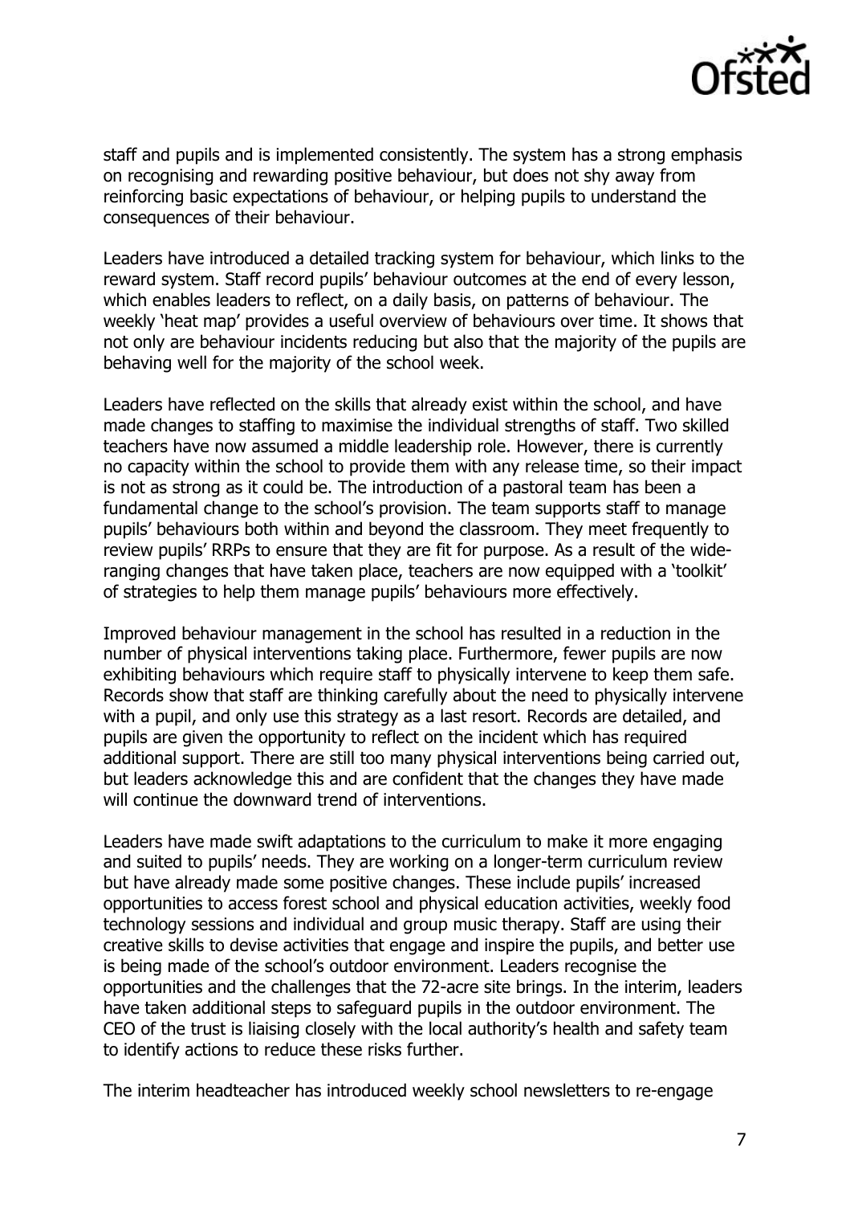staff and pupils and is implemented consistently. The system has a strong emphasis on recognising and rewarding positive behaviour, but does not shy away from reinforcing basic expectations of behaviour, or helping pupils to understand the consequences of their behaviour.

Leaders have introduced a detailed tracking system for behaviour, which links to the reward system. Staff record pupils' behaviour outcomes at the end of every lesson, which enables leaders to reflect, on a daily basis, on patterns of behaviour. The weekly 'heat map' provides a useful overview of behaviours over time. It shows that not only are behaviour incidents reducing but also that the majority of the pupils are behaving well for the majority of the school week.

Leaders have reflected on the skills that already exist within the school, and have made changes to staffing to maximise the individual strengths of staff. Two skilled teachers have now assumed a middle leadership role. However, there is currently no capacity within the school to provide them with any release time, so their impact is not as strong as it could be. The introduction of a pastoral team has been a fundamental change to the school's provision. The team supports staff to manage pupils' behaviours both within and beyond the classroom. They meet frequently to review pupils' RRPs to ensure that they are fit for purpose. As a result of the wide-ranging changes that have taken place, teachers are now equipped with a 'toolkit' of strategies to help them manage pupils' behaviours more effectively.

Improved behaviour management in the school has resulted in a reduction in the number of physical interventions taking place. Furthermore, fewer pupils are now exhibiting behaviours which require staff to physically intervene to keep them safe. Records show that staff are thinking carefully about the need to physically intervene with a pupil, and only use this strategy as a last resort. Records are detailed, and pupils are given the opportunity to reflect on the incident which has required additional support. There are still too many physical interventions being carried out, but leaders acknowledge this and are confident that the changes they have made will continue the downward trend of interventions.

Leaders have made swift adaptations to the curriculum to make it more engaging and suited to pupils' needs. They are working on a longer-term curriculum review but have already made some positive changes. These include pupils' increased opportunities to access forest school and physical education activities, weekly food technology sessions and individual and group music therapy. Staff are using their creative skills to devise activities that engage and inspire the pupils, and better use is being made of the school's outdoor environment. Leaders recognise the opportunities and the challenges that the 72-acre site brings. In the interim, leaders have taken additional steps to safeguard pupils in the outdoor environment. The CEO of the trust is liaising closely with the local authority's health and safety team to identify actions to reduce these risks further.

The interim headteacher has introduced weekly school newsletters to re-engage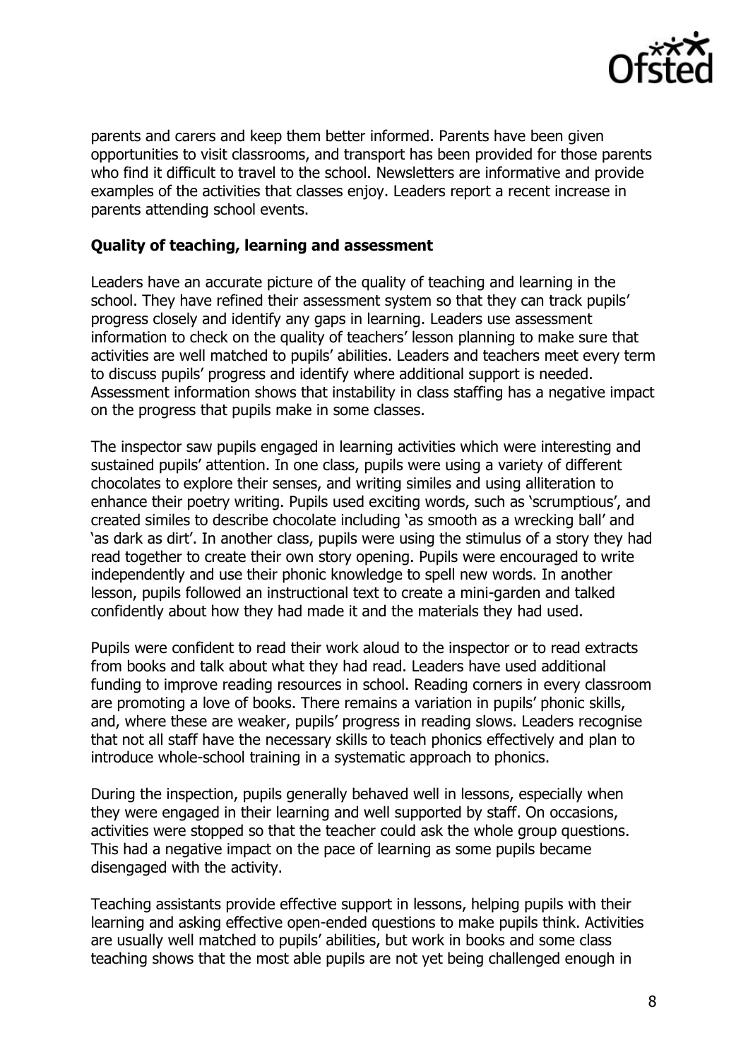parents and carers and keep them better informed. Parents have been given opportunities to visit classrooms, and transport has been provided for those parents who find it difficult to travel to the school. Newsletters are informative and provide examples of the activities that classes enjoy. Leaders report a recent increase in parents attending school events.

### Quality of teaching, learning and assessment

Leaders have an accurate picture of the quality of teaching and learning in the school. They have refined their assessment system so that they can track pupils' progress closely and identify any gaps in learning. Leaders use assessment information to check on the quality of teachers' lesson planning to make sure that activities are well matched to pupils' abilities. Leaders and teachers meet every term to discuss pupils' progress and identify where additional support is needed. Assessment information shows that instability in class staffing has a negative impact on the progress that pupils make in some classes.

The inspector saw pupils engaged in learning activities which were interesting and sustained pupils' attention. In one class, pupils were using a variety of different chocolates to explore their senses, and writing similes and using alliteration to enhance their poetry writing. Pupils used exciting words, such as 'scrumptious', and created similes to describe chocolate including 'as smooth as a wrecking ball' and 'as dark as dirt'. In another class, pupils were using the stimulus of a story they had read together to create their own story opening. Pupils were encouraged to write independently and use their phonic knowledge to spell new words. In another lesson, pupils followed an instructional text to create a mini-garden and talked confidently about how they had made it and the materials they had used.

Pupils were confident to read their work aloud to the inspector or to read extracts from books and talk about what they had read. Leaders have used additional funding to improve reading resources in school. Reading corners in every classroom are promoting a love of books. There remains a variation in pupils' phonic skills, and, where these are weaker, pupils' progress in reading slows. Leaders recognise that not all staff have the necessary skills to teach phonics effectively and plan to introduce whole-school training in a systematic approach to phonics.

During the inspection, pupils generally behaved well in lessons, especially when they were engaged in their learning and well supported by staff. On occasions, activities were stopped so that the teacher could ask the whole group questions. This had a negative impact on the pace of learning as some pupils became disengaged with the activity.

Teaching assistants provide effective support in lessons, helping pupils with their learning and asking effective open-ended questions to make pupils think. Activities are usually well matched to pupils' abilities, but work in books and some class teaching shows that the most able pupils are not yet being challenged enough in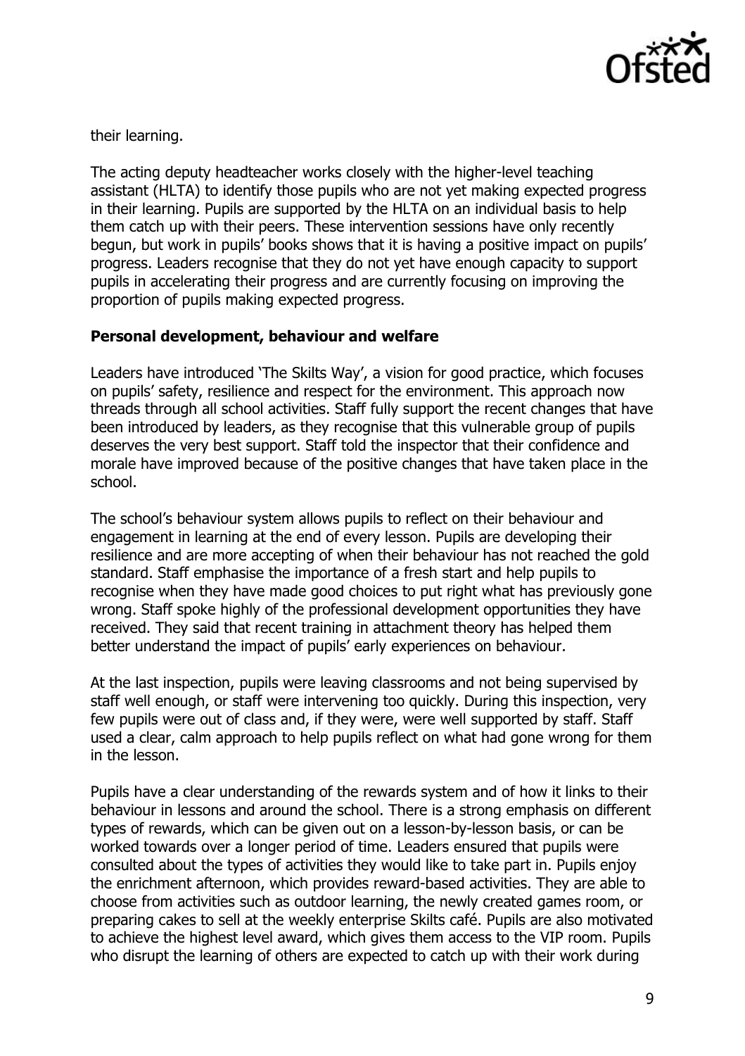their learning.

The acting deputy headteacher works closely with the higher-level teaching assistant (HLTA) to identify those pupils who are not yet making expected progress in their learning. Pupils are supported by the HLTA on an individual basis to help them catch up with their peers. These intervention sessions have only recently begun, but work in pupils' books shows that it is having a positive impact on pupils' progress. Leaders recognise that they do not yet have enough capacity to support pupils in accelerating their progress and are currently focusing on improving the proportion of pupils making expected progress.

**Personal development, behaviour and welfare**

Leaders have introduced 'The Skilts Way', a vision for good practice, which focuses on pupils' safety, resilience and respect for the environment. This approach now threads through all school activities. Staff fully support the recent changes that have been introduced by leaders, as they recognise that this vulnerable group of pupils deserves the very best support. Staff told the inspector that their confidence and morale have improved because of the positive changes that have taken place in the school.

The school's behaviour system allows pupils to reflect on their behaviour and engagement in learning at the end of every lesson. Pupils are developing their resilience and are more accepting of when their behaviour has not reached the gold standard. Staff emphasise the importance of a fresh start and help pupils to recognise when they have made good choices to put right what has previously gone wrong. Staff spoke highly of the professional development opportunities they have received. They said that recent training in attachment theory has helped them better understand the impact of pupils' early experiences on behaviour.

At the last inspection, pupils were leaving classrooms and not being supervised by staff well enough, or staff were intervening too quickly. During this inspection, very few pupils were out of class and, if they were, were well supported by staff. Staff used a clear, calm approach to help pupils reflect on what had gone wrong for them in the lesson.

Pupils have a clear understanding of the rewards system and of how it links to their behaviour in lessons and around the school. There is a strong emphasis on different types of rewards, which can be given out on a lesson-by-lesson basis, or can be worked towards over a longer period of time. Leaders ensured that pupils were consulted about the types of activities they would like to take part in. Pupils enjoy the enrichment afternoon, which provides reward-based activities. They are able to choose from activities such as outdoor learning, the newly created games room, or preparing cakes to sell at the weekly enterprise Skilts café. Pupils are also motivated to achieve the highest level award, which gives them access to the VIP room. Pupils who disrupt the learning of others are expected to catch up with their work during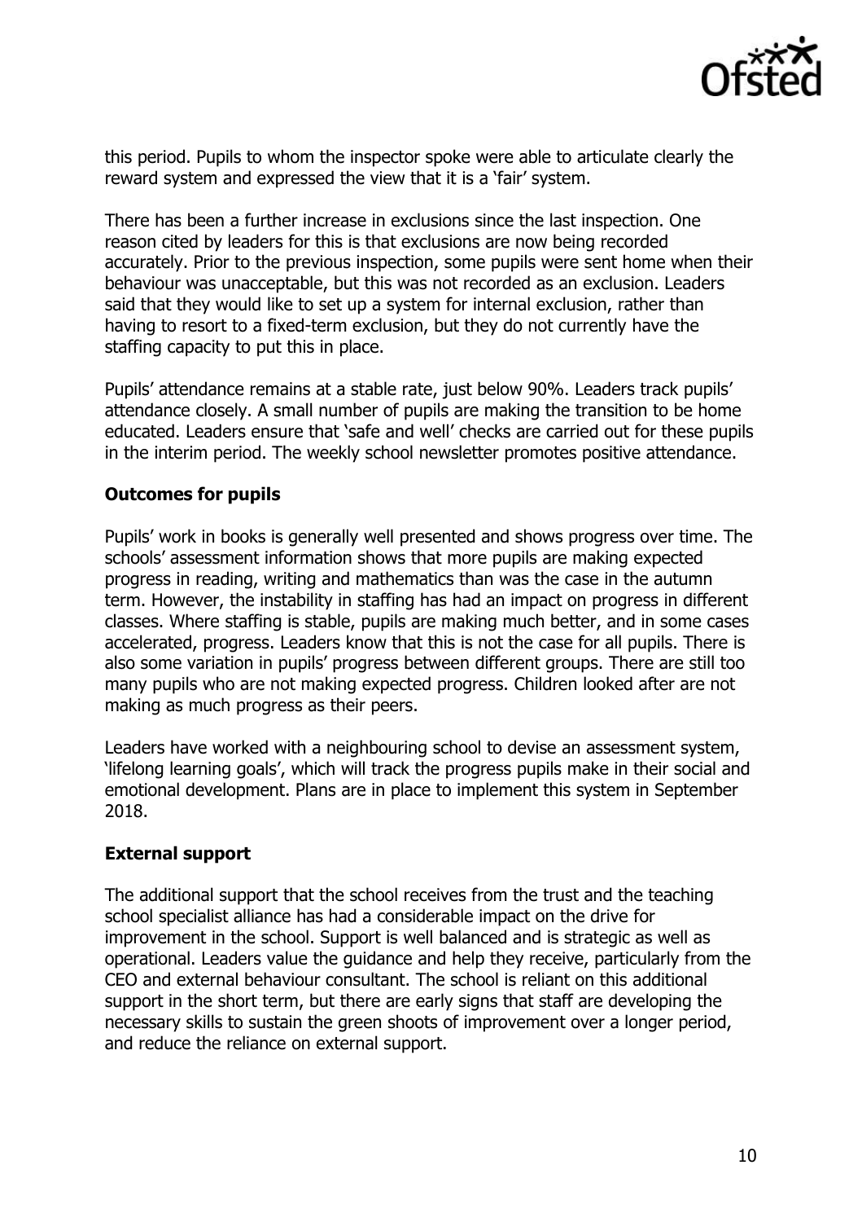this period. Pupils to whom the inspector spoke were able to articulate clearly the reward system and expressed the view that it is a 'fair' system.

There has been a further increase in exclusions since the last inspection. One reason cited by leaders for this is that exclusions are now being recorded accurately. Prior to the previous inspection, some pupils were sent home when their behaviour was unacceptable, but this was not recorded as an exclusion. Leaders said that they would like to set up a system for internal exclusion, rather than having to resort to a fixed-term exclusion, but they do not currently have the staffing capacity to put this in place.

Pupils' attendance remains at a stable rate, just below 90%. Leaders track pupils' attendance closely. A small number of pupils are making the transition to be home educated. Leaders ensure that 'safe and well' checks are carried out for these pupils in the interim period. The weekly school newsletter promotes positive attendance.

**Outcomes for pupils**

Pupils' work in books is generally well presented and shows progress over time. The schools' assessment information shows that more pupils are making expected progress in reading, writing and mathematics than was the case in the autumn term. However, the instability in staffing has had an impact on progress in different classes. Where staffing is stable, pupils are making much better, and in some cases accelerated, progress. Leaders know that this is not the case for all pupils. There is also some variation in pupils' progress between different groups. There are still too many pupils who are not making expected progress. Children looked after are not making as much progress as their peers.

Leaders have worked with a neighbouring school to devise an assessment system, 'lifelong learning goals', which will track the progress pupils make in their social and emotional development. Plans are in place to implement this system in September 2018.

**External support**

The additional support that the school receives from the trust and the teaching school specialist alliance has had a considerable impact on the drive for improvement in the school. Support is well balanced and is strategic as well as operational. Leaders value the guidance and help they receive, particularly from the CEO and external behaviour consultant. The school is reliant on this additional support in the short term, but there are early signs that staff are developing the necessary skills to sustain the green shoots of improvement over a longer period, and reduce the reliance on external support.